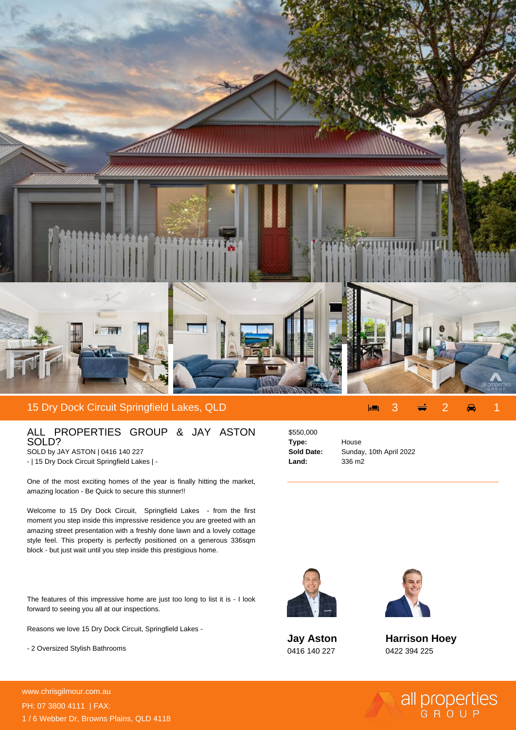# 15 Dry Dock Circuit Springfield Lakes, QLD

3 2 1

## ALL PROPERTIES GROUP & JAY ASTON SOLD?

SOLD by JAY ASTON | 0416 140 227

- | 15 Dry Dock Circuit Springfield Lakes | -

One of the most exciting homes of the year is finally hitting the market, amazing location - Be Quick to secure this stunner!!

Welcome to 15 Dry Dock Circuit, Springfield Lakes - from the first moment you step inside this impressive residence you are greeted with an amazing street presentation with a freshly done lawn and a lovely cottage style feel. This property is perfectly positioned on a generous 336sqm block - but just wait until you step inside this prestigious home.

The features of this impressive home are just too long to list it is - I look forward to seeing you all at our inspections.

Reasons we love 15 Dry Dock Circuit, Springfield Lakes -

- 2 Oversized Stylish Bathrooms

$550,000

| | |
|---|---|
| **Type:** | House |
| **Sold Date:** | Sunday, 10th April 2022 |
| **Land:** | 336 m2 |

**Jay Aston**
0416 140 227

**Harrison Hoey**
0422 394 225

www.chrisgilmour.com.au
PH: 07 3800 4111 | FAX:
1 / 6 Webber Dr, Browns Plains, QLD 4118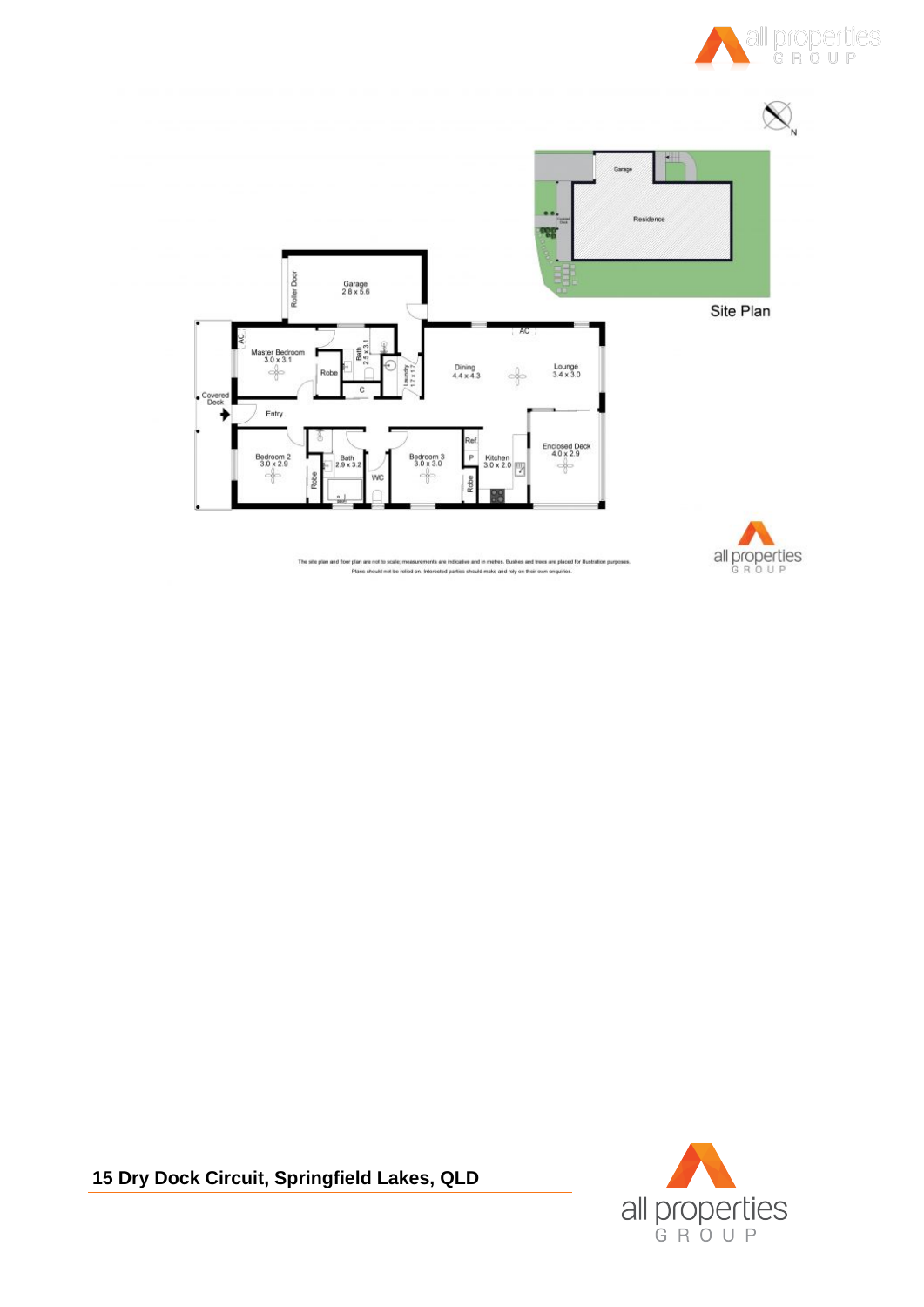Site Plan

The site plan and floor plan are not to scale; measurements are indicative and in metres. Bushes and trees are placed for illustration purposes. Plans should not be relied on. Interested parties should make and rely on their own enquiries.

**15 Dry Dock Circuit, Springfield Lakes, QLD**